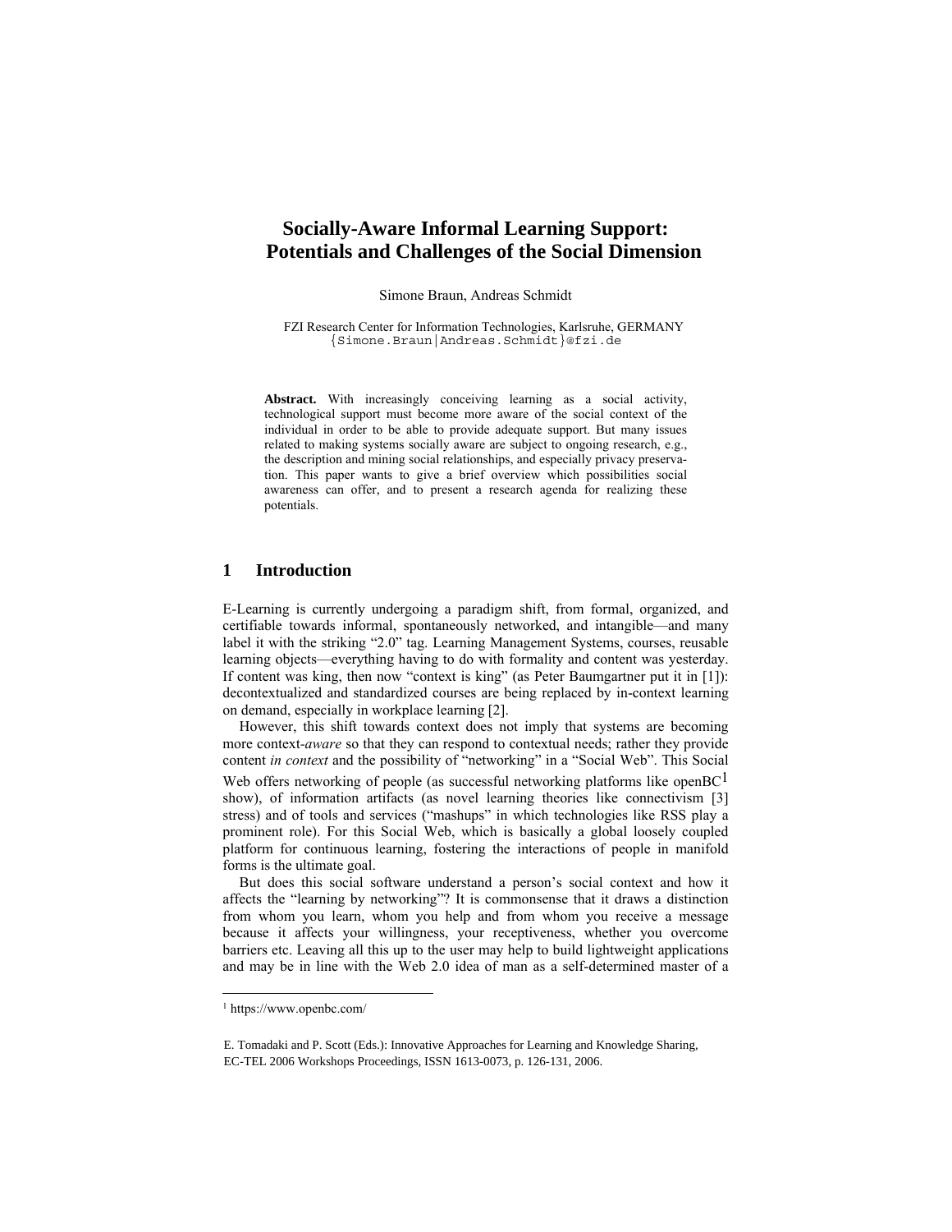# Socially-Aware Informal Learning Support: Potentials and Challenges of the Social Dimension

Simone Braun, Andreas Schmidt

FZI Research Center for Information Technologies, Karlsruhe, GERMANY
{Simone.Braun|Andreas.Schmidt}@fzi.de

**Abstract.** With increasingly conceiving learning as a social activity, technological support must become more aware of the social context of the individual in order to be able to provide adequate support. But many issues related to making systems socially aware are subject to ongoing research, e.g., the description and mining social relationships, and especially privacy preservation. This paper wants to give a brief overview which possibilities social awareness can offer, and to present a research agenda for realizing these potentials.

## 1 Introduction

E-Learning is currently undergoing a paradigm shift, from formal, organized, and certifiable towards informal, spontaneously networked, and intangible—and many label it with the striking "2.0" tag. Learning Management Systems, courses, reusable learning objects—everything having to do with formality and content was yesterday. If content was king, then now "context is king" (as Peter Baumgartner put it in [1]): decontextualized and standardized courses are being replaced by in-context learning on demand, especially in workplace learning [2].

However, this shift towards context does not imply that systems are becoming more context-*aware* so that they can respond to contextual needs; rather they provide content *in context* and the possibility of "networking" in a "Social Web". This Social Web offers networking of people (as successful networking platforms like openBC[1] show), of information artifacts (as novel learning theories like connectivism [3] stress) and of tools and services ("mashups" in which technologies like RSS play a prominent role). For this Social Web, which is basically a global loosely coupled platform for continuous learning, fostering the interactions of people in manifold forms is the ultimate goal.

But does this social software understand a person's social context and how it affects the "learning by networking"? It is commonsense that it draws a distinction from whom you learn, whom you help and from whom you receive a message because it affects your willingness, your receptiveness, whether you overcome barriers etc. Leaving all this up to the user may help to build lightweight applications and may be in line with the Web 2.0 idea of man as a self-determined master of a

[1] https://www.openbc.com/

E. Tomadaki and P. Scott (Eds.): Innovative Approaches for Learning and Knowledge Sharing, EC-TEL 2006 Workshops Proceedings, ISSN 1613-0073, p. 126-131, 2006.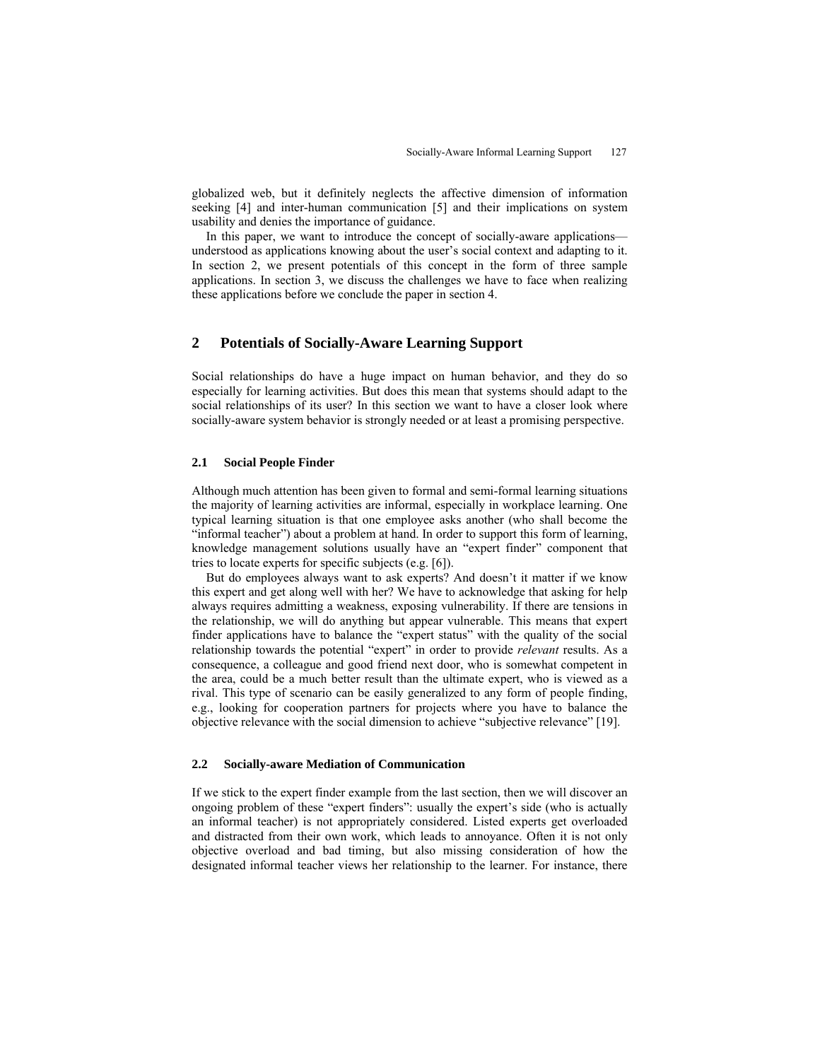globalized web, but it definitely neglects the affective dimension of information seeking [4] and inter-human communication [5] and their implications on system usability and denies the importance of guidance.

In this paper, we want to introduce the concept of socially-aware applications—understood as applications knowing about the user's social context and adapting to it. In section 2, we present potentials of this concept in the form of three sample applications. In section 3, we discuss the challenges we have to face when realizing these applications before we conclude the paper in section 4.

## 2 Potentials of Socially-Aware Learning Support

Social relationships do have a huge impact on human behavior, and they do so especially for learning activities. But does this mean that systems should adapt to the social relationships of its user? In this section we want to have a closer look where socially-aware system behavior is strongly needed or at least a promising perspective.

### 2.1 Social People Finder

Although much attention has been given to formal and semi-formal learning situations the majority of learning activities are informal, especially in workplace learning. One typical learning situation is that one employee asks another (who shall become the "informal teacher") about a problem at hand. In order to support this form of learning, knowledge management solutions usually have an "expert finder" component that tries to locate experts for specific subjects (e.g. [6]).

But do employees always want to ask experts? And doesn't it matter if we know this expert and get along well with her? We have to acknowledge that asking for help always requires admitting a weakness, exposing vulnerability. If there are tensions in the relationship, we will do anything but appear vulnerable. This means that expert finder applications have to balance the "expert status" with the quality of the social relationship towards the potential "expert" in order to provide *relevant* results. As a consequence, a colleague and good friend next door, who is somewhat competent in the area, could be a much better result than the ultimate expert, who is viewed as a rival. This type of scenario can be easily generalized to any form of people finding, e.g., looking for cooperation partners for projects where you have to balance the objective relevance with the social dimension to achieve "subjective relevance" [19].

### 2.2 Socially-aware Mediation of Communication

If we stick to the expert finder example from the last section, then we will discover an ongoing problem of these "expert finders": usually the expert's side (who is actually an informal teacher) is not appropriately considered. Listed experts get overloaded and distracted from their own work, which leads to annoyance. Often it is not only objective overload and bad timing, but also missing consideration of how the designated informal teacher views her relationship to the learner. For instance, there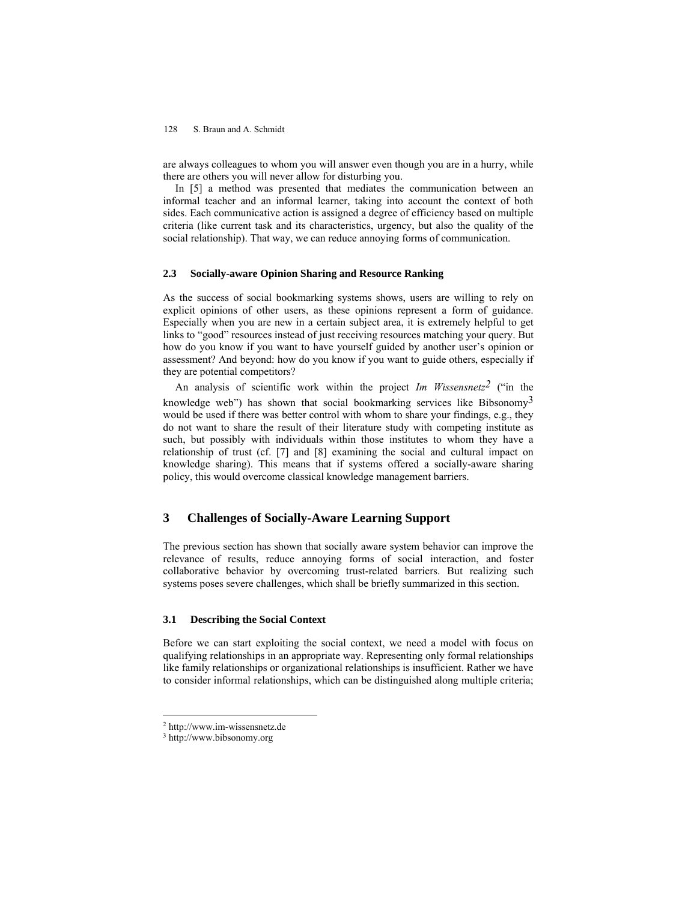are always colleagues to whom you will answer even though you are in a hurry, while there are others you will never allow for disturbing you.

In [5] a method was presented that mediates the communication between an informal teacher and an informal learner, taking into account the context of both sides. Each communicative action is assigned a degree of efficiency based on multiple criteria (like current task and its characteristics, urgency, but also the quality of the social relationship). That way, we can reduce annoying forms of communication.

### 2.3 Socially-aware Opinion Sharing and Resource Ranking

As the success of social bookmarking systems shows, users are willing to rely on explicit opinions of other users, as these opinions represent a form of guidance. Especially when you are new in a certain subject area, it is extremely helpful to get links to "good" resources instead of just receiving resources matching your query. But how do you know if you want to have yourself guided by another user's opinion or assessment? And beyond: how do you know if you want to guide others, especially if they are potential competitors?

An analysis of scientific work within the project *Im Wissensnetz*[2] ("in the knowledge web") has shown that social bookmarking services like Bibsonomy[3] would be used if there was better control with whom to share your findings, e.g., they do not want to share the result of their literature study with competing institute as such, but possibly with individuals within those institutes to whom they have a relationship of trust (cf. [7] and [8] examining the social and cultural impact on knowledge sharing). This means that if systems offered a socially-aware sharing policy, this would overcome classical knowledge management barriers.

## 3 Challenges of Socially-Aware Learning Support

The previous section has shown that socially aware system behavior can improve the relevance of results, reduce annoying forms of social interaction, and foster collaborative behavior by overcoming trust-related barriers. But realizing such systems poses severe challenges, which shall be briefly summarized in this section.

### 3.1 Describing the Social Context

Before we can start exploiting the social context, we need a model with focus on qualifying relationships in an appropriate way. Representing only formal relationships like family relationships or organizational relationships is insufficient. Rather we have to consider informal relationships, which can be distinguished along multiple criteria;

[2] http://www.im-wissensnetz.de

[3] http://www.bibsonomy.org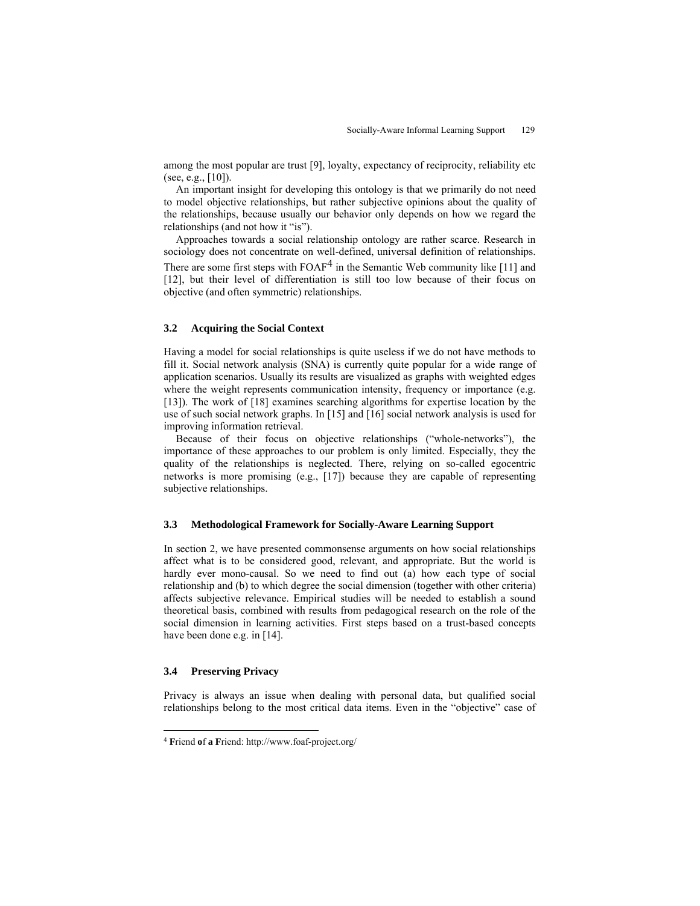among the most popular are trust [9], loyalty, expectancy of reciprocity, reliability etc (see, e.g., [10]).

An important insight for developing this ontology is that we primarily do not need to model objective relationships, but rather subjective opinions about the quality of the relationships, because usually our behavior only depends on how we regard the relationships (and not how it "is").

Approaches towards a social relationship ontology are rather scarce. Research in sociology does not concentrate on well-defined, universal definition of relationships. There are some first steps with FOAF[4] in the Semantic Web community like [11] and [12], but their level of differentiation is still too low because of their focus on objective (and often symmetric) relationships.

### 3.2 Acquiring the Social Context

Having a model for social relationships is quite useless if we do not have methods to fill it. Social network analysis (SNA) is currently quite popular for a wide range of application scenarios. Usually its results are visualized as graphs with weighted edges where the weight represents communication intensity, frequency or importance (e.g. [13]). The work of [18] examines searching algorithms for expertise location by the use of such social network graphs. In [15] and [16] social network analysis is used for improving information retrieval.

Because of their focus on objective relationships ("whole-networks"), the importance of these approaches to our problem is only limited. Especially, they the quality of the relationships is neglected. There, relying on so-called egocentric networks is more promising (e.g., [17]) because they are capable of representing subjective relationships.

### 3.3 Methodological Framework for Socially-Aware Learning Support

In section 2, we have presented commonsense arguments on how social relationships affect what is to be considered good, relevant, and appropriate. But the world is hardly ever mono-causal. So we need to find out (a) how each type of social relationship and (b) to which degree the social dimension (together with other criteria) affects subjective relevance. Empirical studies will be needed to establish a sound theoretical basis, combined with results from pedagogical research on the role of the social dimension in learning activities. First steps based on a trust-based concepts have been done e.g. in [14].

### 3.4 Preserving Privacy

Privacy is always an issue when dealing with personal data, but qualified social relationships belong to the most critical data items. Even in the "objective" case of

---

[4] **F**riend **o**f **a** **F**riend: http://www.foaf-project.org/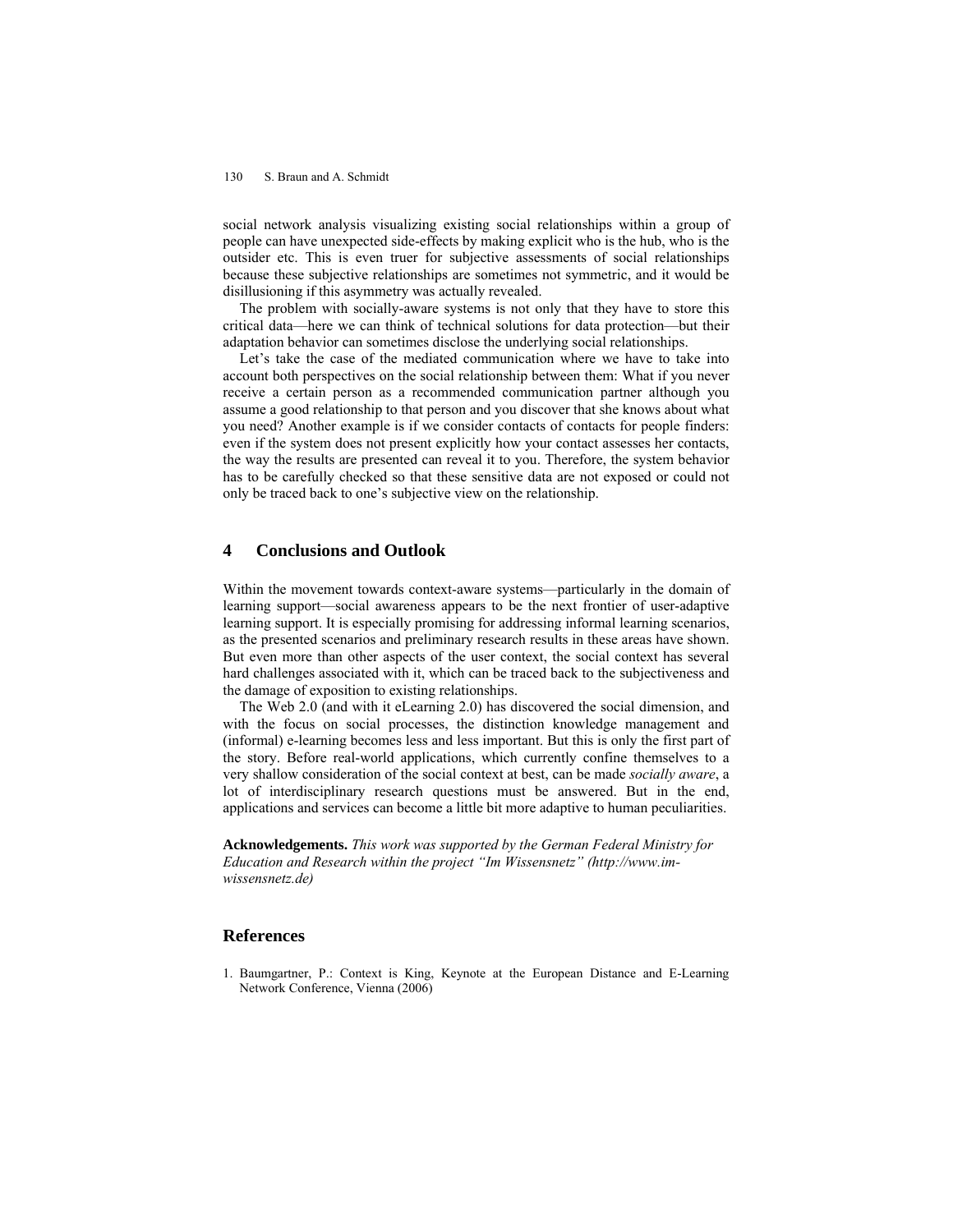social network analysis visualizing existing social relationships within a group of people can have unexpected side-effects by making explicit who is the hub, who is the outsider etc. This is even truer for subjective assessments of social relationships because these subjective relationships are sometimes not symmetric, and it would be disillusioning if this asymmetry was actually revealed.

The problem with socially-aware systems is not only that they have to store this critical data—here we can think of technical solutions for data protection—but their adaptation behavior can sometimes disclose the underlying social relationships.

Let's take the case of the mediated communication where we have to take into account both perspectives on the social relationship between them: What if you never receive a certain person as a recommended communication partner although you assume a good relationship to that person and you discover that she knows about what you need? Another example is if we consider contacts of contacts for people finders: even if the system does not present explicitly how your contact assesses her contacts, the way the results are presented can reveal it to you. Therefore, the system behavior has to be carefully checked so that these sensitive data are not exposed or could not only be traced back to one's subjective view on the relationship.

## 4 Conclusions and Outlook

Within the movement towards context-aware systems—particularly in the domain of learning support—social awareness appears to be the next frontier of user-adaptive learning support. It is especially promising for addressing informal learning scenarios, as the presented scenarios and preliminary research results in these areas have shown. But even more than other aspects of the user context, the social context has several hard challenges associated with it, which can be traced back to the subjectiveness and the damage of exposition to existing relationships.

The Web 2.0 (and with it eLearning 2.0) has discovered the social dimension, and with the focus on social processes, the distinction knowledge management and (informal) e-learning becomes less and less important. But this is only the first part of the story. Before real-world applications, which currently confine themselves to a very shallow consideration of the social context at best, can be made *socially aware*, a lot of interdisciplinary research questions must be answered. But in the end, applications and services can become a little bit more adaptive to human peculiarities.

**Acknowledgements.** *This work was supported by the German Federal Ministry for Education and Research within the project "Im Wissensnetz" (http://www.im-wissensnetz.de)*

## References

1. Baumgartner, P.: Context is King, Keynote at the European Distance and E-Learning Network Conference, Vienna (2006)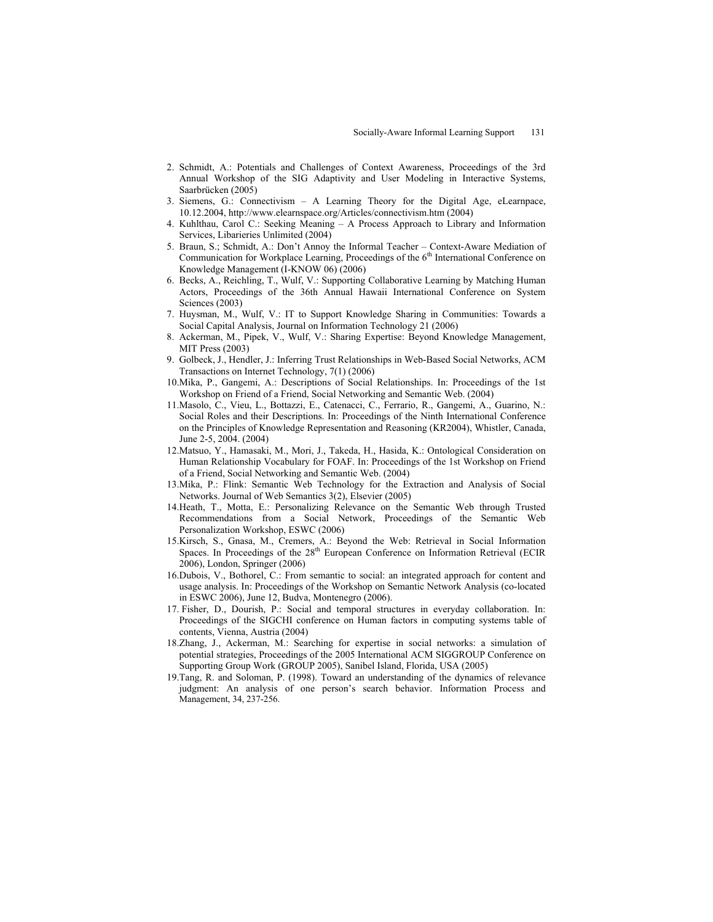2. Schmidt, A.: Potentials and Challenges of Context Awareness, Proceedings of the 3rd Annual Workshop of the SIG Adaptivity and User Modeling in Interactive Systems, Saarbrücken (2005)
3. Siemens, G.: Connectivism – A Learning Theory for the Digital Age, eLearnpace, 10.12.2004, http://www.elearnspace.org/Articles/connectivism.htm (2004)
4. Kuhlthau, Carol C.: Seeking Meaning – A Process Approach to Library and Information Services, Libarieries Unlimited (2004)
5. Braun, S.; Schmidt, A.: Don't Annoy the Informal Teacher – Context-Aware Mediation of Communication for Workplace Learning, Proceedings of the 6th International Conference on Knowledge Management (I-KNOW 06) (2006)
6. Becks, A., Reichling, T., Wulf, V.: Supporting Collaborative Learning by Matching Human Actors, Proceedings of the 36th Annual Hawaii International Conference on System Sciences (2003)
7. Huysman, M., Wulf, V.: IT to Support Knowledge Sharing in Communities: Towards a Social Capital Analysis, Journal on Information Technology 21 (2006)
8. Ackerman, M., Pipek, V., Wulf, V.: Sharing Expertise: Beyond Knowledge Management, MIT Press (2003)
9. Golbeck, J., Hendler, J.: Inferring Trust Relationships in Web-Based Social Networks, ACM Transactions on Internet Technology, 7(1) (2006)
10. Mika, P., Gangemi, A.: Descriptions of Social Relationships. In: Proceedings of the 1st Workshop on Friend of a Friend, Social Networking and Semantic Web. (2004)
11. Masolo, C., Vieu, L., Bottazzi, E., Catenacci, C., Ferrario, R., Gangemi, A., Guarino, N.: Social Roles and their Descriptions. In: Proceedings of the Ninth International Conference on the Principles of Knowledge Representation and Reasoning (KR2004), Whistler, Canada, June 2-5, 2004. (2004)
12. Matsuo, Y., Hamasaki, M., Mori, J., Takeda, H., Hasida, K.: Ontological Consideration on Human Relationship Vocabulary for FOAF. In: Proceedings of the 1st Workshop on Friend of a Friend, Social Networking and Semantic Web. (2004)
13. Mika, P.: Flink: Semantic Web Technology for the Extraction and Analysis of Social Networks. Journal of Web Semantics 3(2), Elsevier (2005)
14. Heath, T., Motta, E.: Personalizing Relevance on the Semantic Web through Trusted Recommendations from a Social Network, Proceedings of the Semantic Web Personalization Workshop, ESWC (2006)
15. Kirsch, S., Gnasa, M., Cremers, A.: Beyond the Web: Retrieval in Social Information Spaces. In Proceedings of the 28th European Conference on Information Retrieval (ECIR 2006), London, Springer (2006)
16. Dubois, V., Bothorel, C.: From semantic to social: an integrated approach for content and usage analysis. In: Proceedings of the Workshop on Semantic Network Analysis (co-located in ESWC 2006), June 12, Budva, Montenegro (2006).
17. Fisher, D., Dourish, P.: Social and temporal structures in everyday collaboration. In: Proceedings of the SIGCHI conference on Human factors in computing systems table of contents, Vienna, Austria (2004)
18. Zhang, J., Ackerman, M.: Searching for expertise in social networks: a simulation of potential strategies, Proceedings of the 2005 International ACM SIGGROUP Conference on Supporting Group Work (GROUP 2005), Sanibel Island, Florida, USA (2005)
19. Tang, R. and Soloman, P. (1998). Toward an understanding of the dynamics of relevance judgment: An analysis of one person's search behavior. Information Process and Management, 34, 237-256.